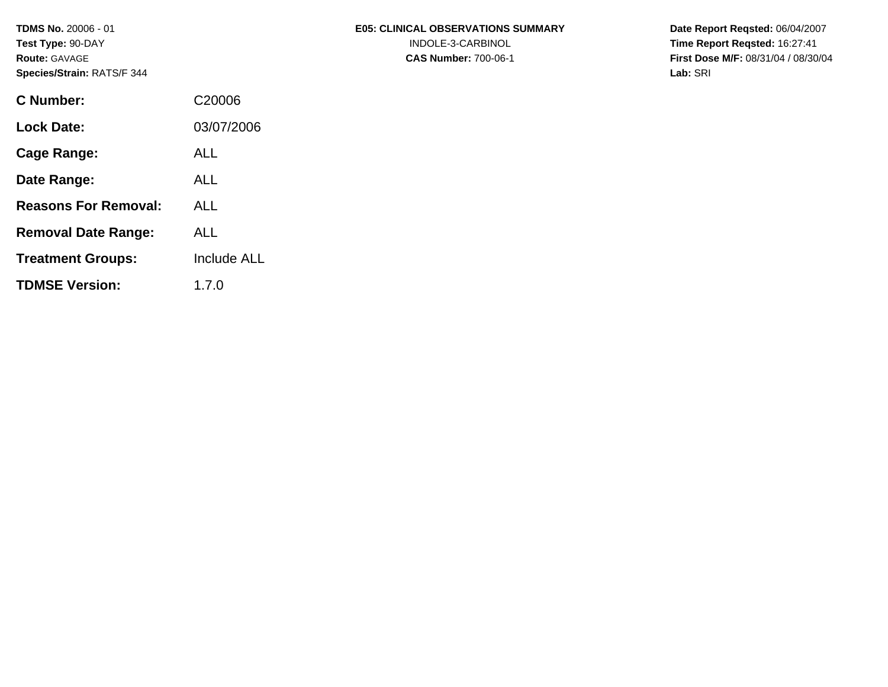**TDMS No.** 20006 - 01
**Test Type:** 90-DAY
**Route:** GAVAGE
**Species/Strain:** RATS/F 344

**E05: CLINICAL OBSERVATIONS SUMMARY**
INDOLE-3-CARBINOL
**CAS Number:** 700-06-1

**Date Report Reqsted:** 06/04/2007
**Time Report Reqsted:** 16:27:41
**First Dose M/F:** 08/31/04 / 08/30/04
**Lab:** SRI

| | |
|---|---|
| **C Number:** | C20006 |
| **Lock Date:** | 03/07/2006 |
| **Cage Range:** | ALL |
| **Date Range:** | ALL |
| **Reasons For Removal:** | ALL |
| **Removal Date Range:** | ALL |
| **Treatment Groups:** | Include ALL |
| **TDMSE Version:** | 1.7.0 |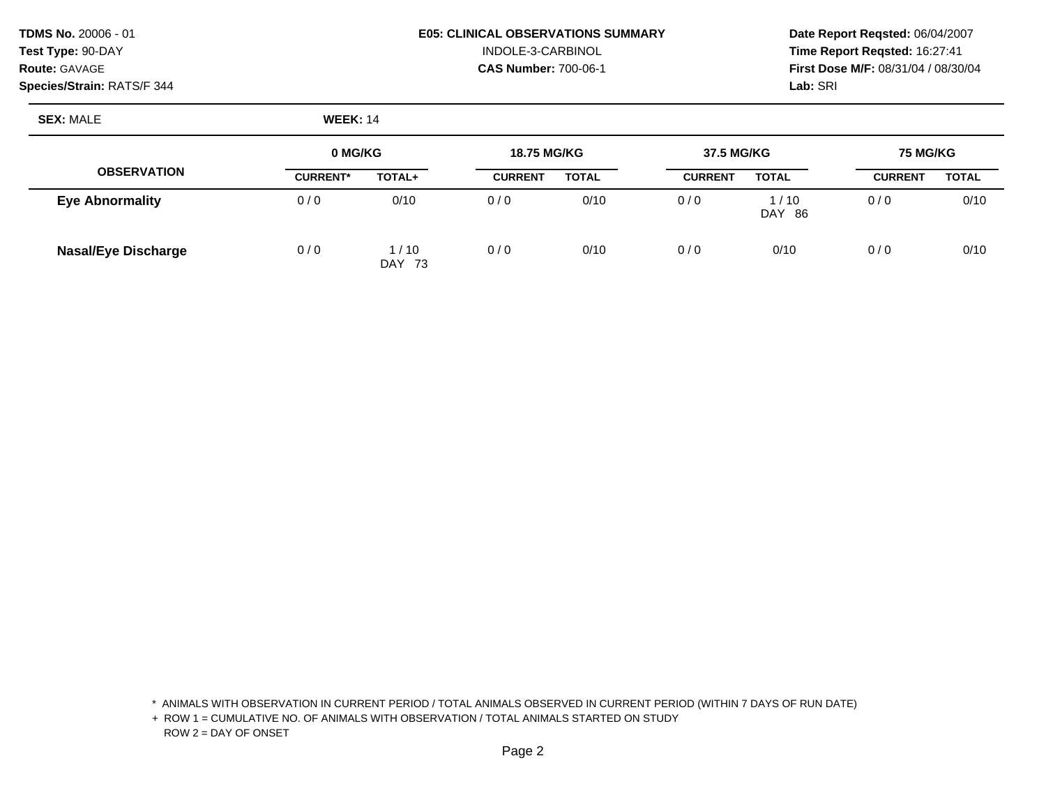**TDMS No.** 20006 - 01
**Test Type:** 90-DAY
**Route:** GAVAGE
**Species/Strain:** RATS/F 344

**E05: CLINICAL OBSERVATIONS SUMMARY**
INDOLE-3-CARBINOL
**CAS Number:** 700-06-1

**Date Report Reqsted:** 06/04/2007
**Time Report Reqsted:** 16:27:41
**First Dose M/F:** 08/31/04 / 08/30/04
**Lab:** SRI

**SEX:** MALE **WEEK:** 14

| OBSERVATION | 0 MG/KG | | 18.75 MG/KG | | 37.5 MG/KG | | 75 MG/KG | |
|---|---|---|---|---|---|---|---|---|
| | CURRENT* | TOTAL+ | CURRENT | TOTAL | CURRENT | TOTAL | CURRENT | TOTAL |
| **Eye Abnormality** | 0 / 0 | 0/10 | 0 / 0 | 0/10 | 0 / 0 | 1 / 10<br>DAY 86 | 0 / 0 | 0/10 |
| **Nasal/Eye Discharge** | 0 / 0 | 1 / 10<br>DAY 73 | 0 / 0 | 0/10 | 0 / 0 | 0/10 | 0 / 0 | 0/10 |

\* ANIMALS WITH OBSERVATION IN CURRENT PERIOD / TOTAL ANIMALS OBSERVED IN CURRENT PERIOD (WITHIN 7 DAYS OF RUN DATE)
+ ROW 1 = CUMULATIVE NO. OF ANIMALS WITH OBSERVATION / TOTAL ANIMALS STARTED ON STUDY
ROW 2 = DAY OF ONSET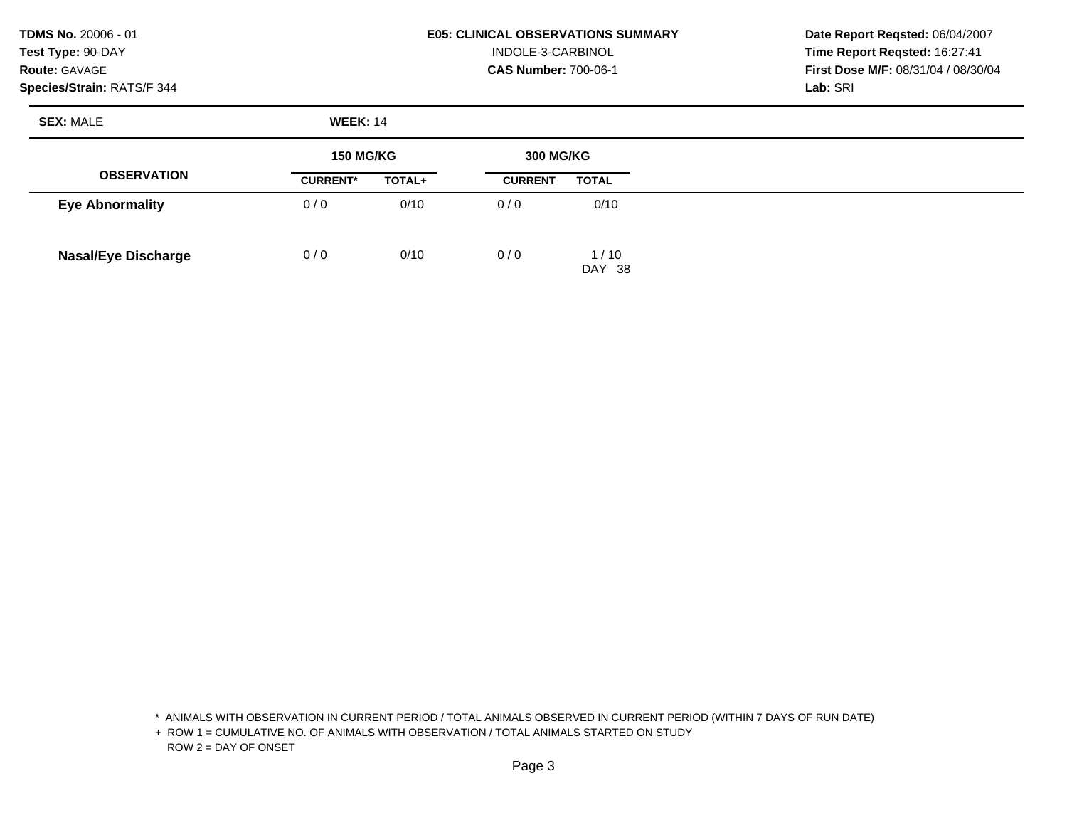**TDMS No.** 20006 - 01
**Test Type:** 90-DAY
**Route:** GAVAGE
**Species/Strain:** RATS/F 344

**E05: CLINICAL OBSERVATIONS SUMMARY**
INDOLE-3-CARBINOL
**CAS Number:** 700-06-1

**Date Report Reqsted:** 06/04/2007
**Time Report Reqsted:** 16:27:41
**First Dose M/F:** 08/31/04 / 08/30/04
**Lab:** SRI

**SEX:** MALE **WEEK:** 14

| OBSERVATION | 150 MG/KG | | 300 MG/KG | |
|---|---|---|---|---|
| | CURRENT* | TOTAL+ | CURRENT | TOTAL |
| **Eye Abnormality** | 0 / 0 | 0/10 | 0 / 0 | 0/10 |
| **Nasal/Eye Discharge** | 0 / 0 | 0/10 | 0 / 0 | 1 / 10<br>DAY 38 |

\* ANIMALS WITH OBSERVATION IN CURRENT PERIOD / TOTAL ANIMALS OBSERVED IN CURRENT PERIOD (WITHIN 7 DAYS OF RUN DATE)
+ ROW 1 = CUMULATIVE NO. OF ANIMALS WITH OBSERVATION / TOTAL ANIMALS STARTED ON STUDY
ROW 2 = DAY OF ONSET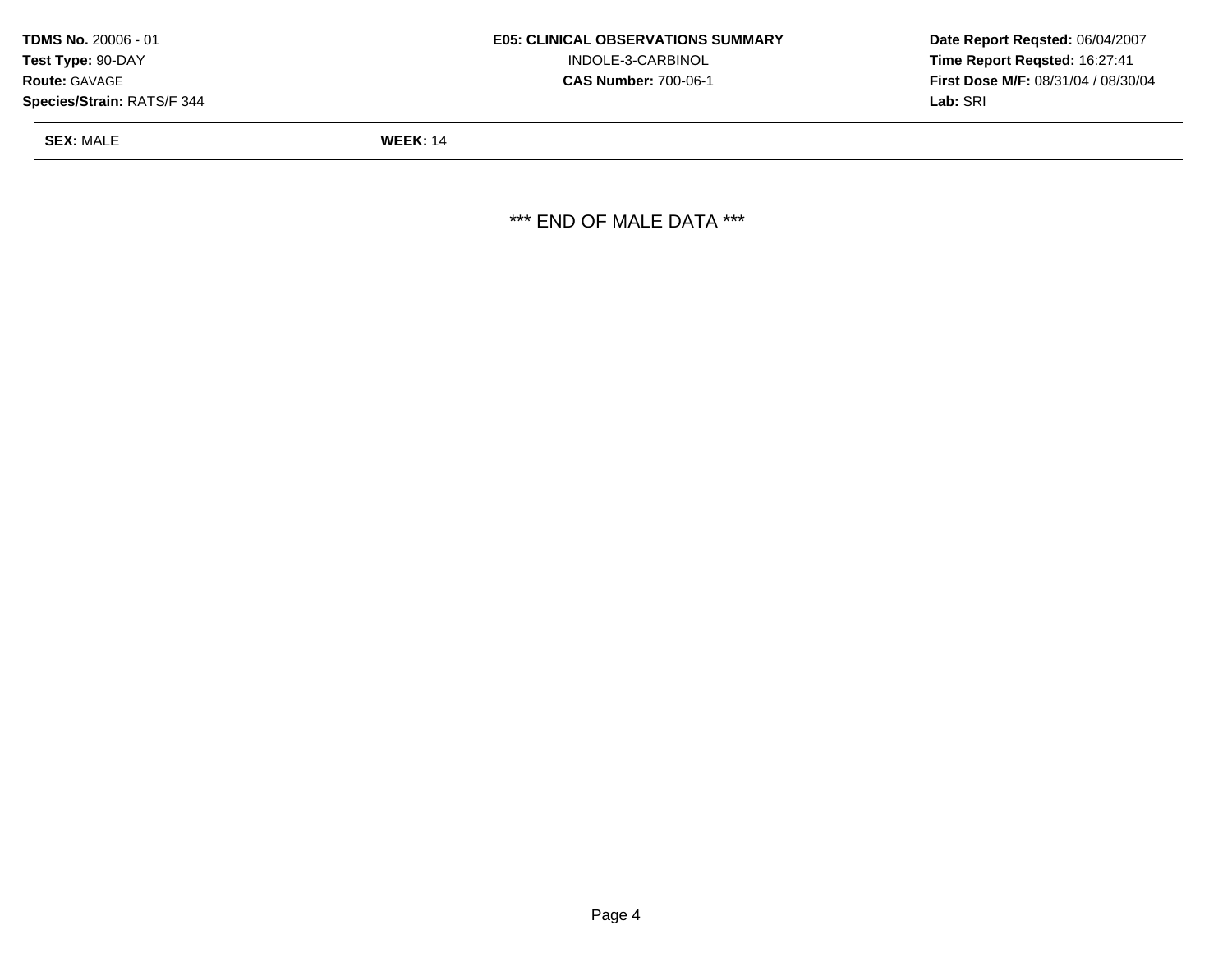**TDMS No.** 20006 - 01
**Test Type:** 90-DAY
**Route:** GAVAGE
**Species/Strain:** RATS/F 344

**E05: CLINICAL OBSERVATIONS SUMMARY**
INDOLE-3-CARBINOL
**CAS Number:** 700-06-1

**Date Report Reqsted:** 06/04/2007
**Time Report Reqsted:** 16:27:41
**First Dose M/F:** 08/31/04 / 08/30/04
**Lab:** SRI

**SEX:** MALE **WEEK:** 14

*** END OF MALE DATA ***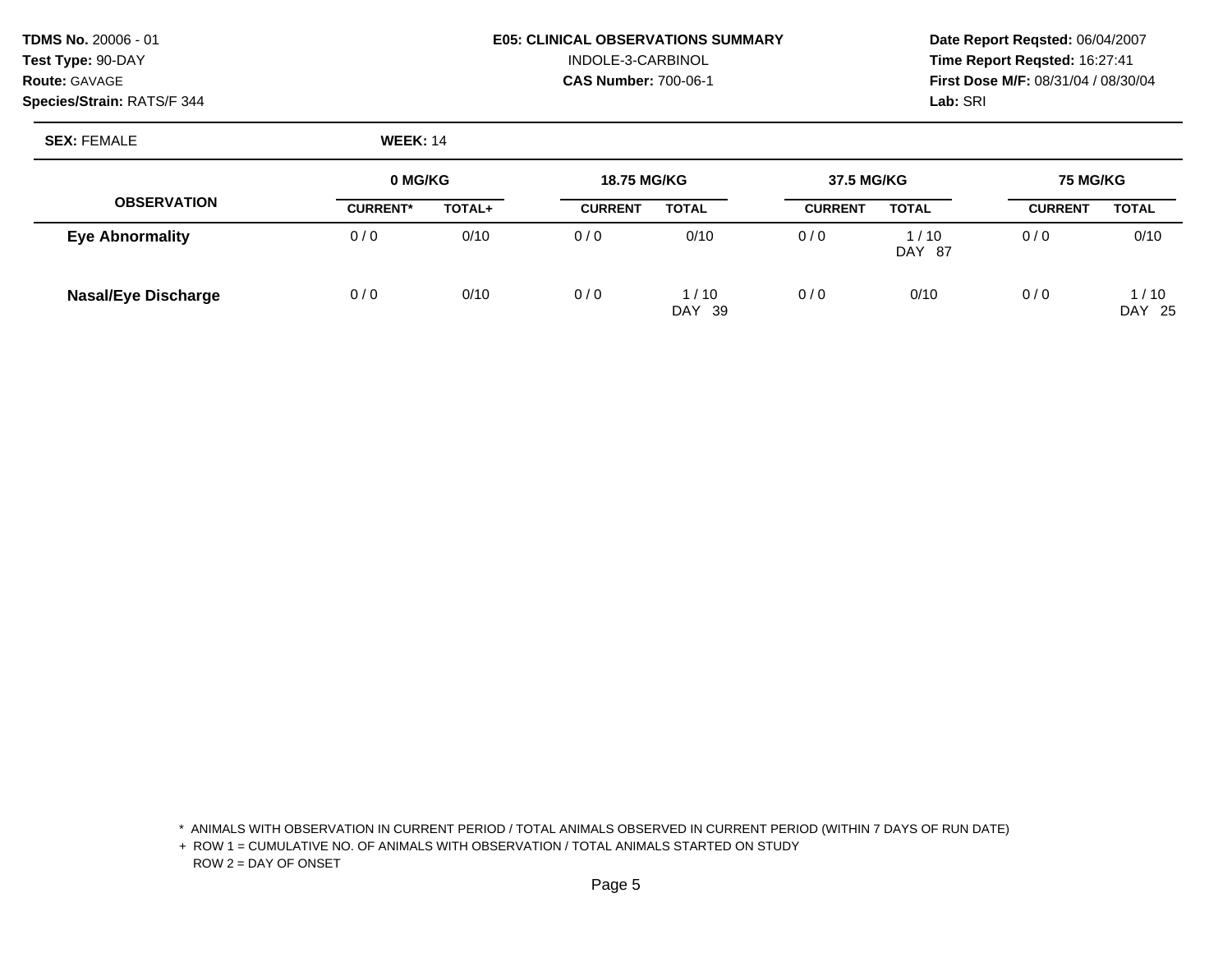**TDMS No.** 20006 - 01
**Test Type:** 90-DAY
**Route:** GAVAGE
**Species/Strain:** RATS/F 344

**E05: CLINICAL OBSERVATIONS SUMMARY**
INDOLE-3-CARBINOL
**CAS Number:** 700-06-1

**Date Report Reqsted:** 06/04/2007
**Time Report Reqsted:** 16:27:41
**First Dose M/F:** 08/31/04 / 08/30/04
**Lab:** SRI

**SEX:** FEMALE **WEEK:** 14

| OBSERVATION | 0 MG/KG | | 18.75 MG/KG | | 37.5 MG/KG | | 75 MG/KG | |
|---|---|---|---|---|---|---|---|---|
| | CURRENT* | TOTAL+ | CURRENT | TOTAL | CURRENT | TOTAL | CURRENT | TOTAL |
| **Eye Abnormality** | 0 / 0 | 0/10 | 0 / 0 | 0/10 | 0 / 0 | 1 / 10<br>DAY 87 | 0 / 0 | 0/10 |
| **Nasal/Eye Discharge** | 0 / 0 | 0/10 | 0 / 0 | 1 / 10<br>DAY 39 | 0 / 0 | 0/10 | 0 / 0 | 1 / 10<br>DAY 25 |

\* ANIMALS WITH OBSERVATION IN CURRENT PERIOD / TOTAL ANIMALS OBSERVED IN CURRENT PERIOD (WITHIN 7 DAYS OF RUN DATE)
+ ROW 1 = CUMULATIVE NO. OF ANIMALS WITH OBSERVATION / TOTAL ANIMALS STARTED ON STUDY
ROW 2 = DAY OF ONSET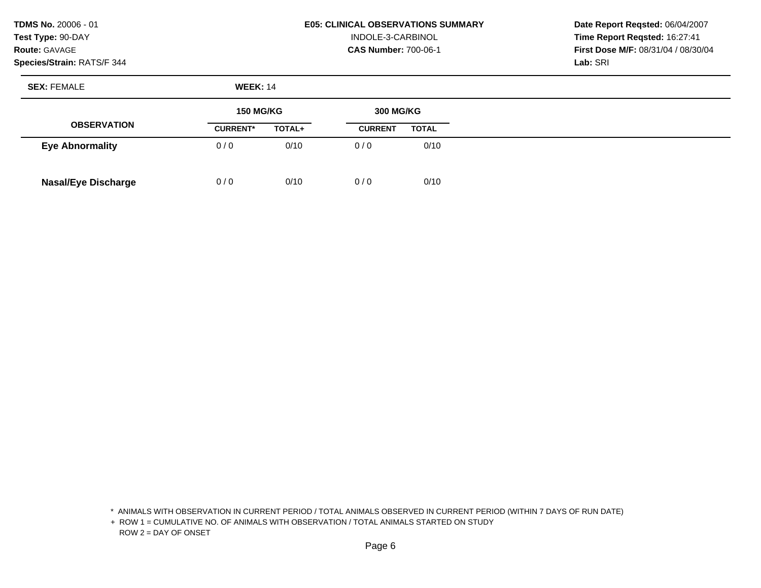**TDMS No.** 20006 - 01
**Test Type:** 90-DAY
**Route:** GAVAGE
**Species/Strain:** RATS/F 344

**E05: CLINICAL OBSERVATIONS SUMMARY**
INDOLE-3-CARBINOL
**CAS Number:** 700-06-1

**Date Report Reqsted:** 06/04/2007
**Time Report Reqsted:** 16:27:41
**First Dose M/F:** 08/31/04 / 08/30/04
**Lab:** SRI

**SEX:** FEMALE **WEEK:** 14

| OBSERVATION | 150 MG/KG | | 300 MG/KG | |
|---|---|---|---|---|
| | CURRENT* | TOTAL+ | CURRENT | TOTAL |
| **Eye Abnormality** | 0 / 0 | 0/10 | 0 / 0 | 0/10 |
| **Nasal/Eye Discharge** | 0 / 0 | 0/10 | 0 / 0 | 0/10 |

\* ANIMALS WITH OBSERVATION IN CURRENT PERIOD / TOTAL ANIMALS OBSERVED IN CURRENT PERIOD (WITHIN 7 DAYS OF RUN DATE)
\+ ROW 1 = CUMULATIVE NO. OF ANIMALS WITH OBSERVATION / TOTAL ANIMALS STARTED ON STUDY
ROW 2 = DAY OF ONSET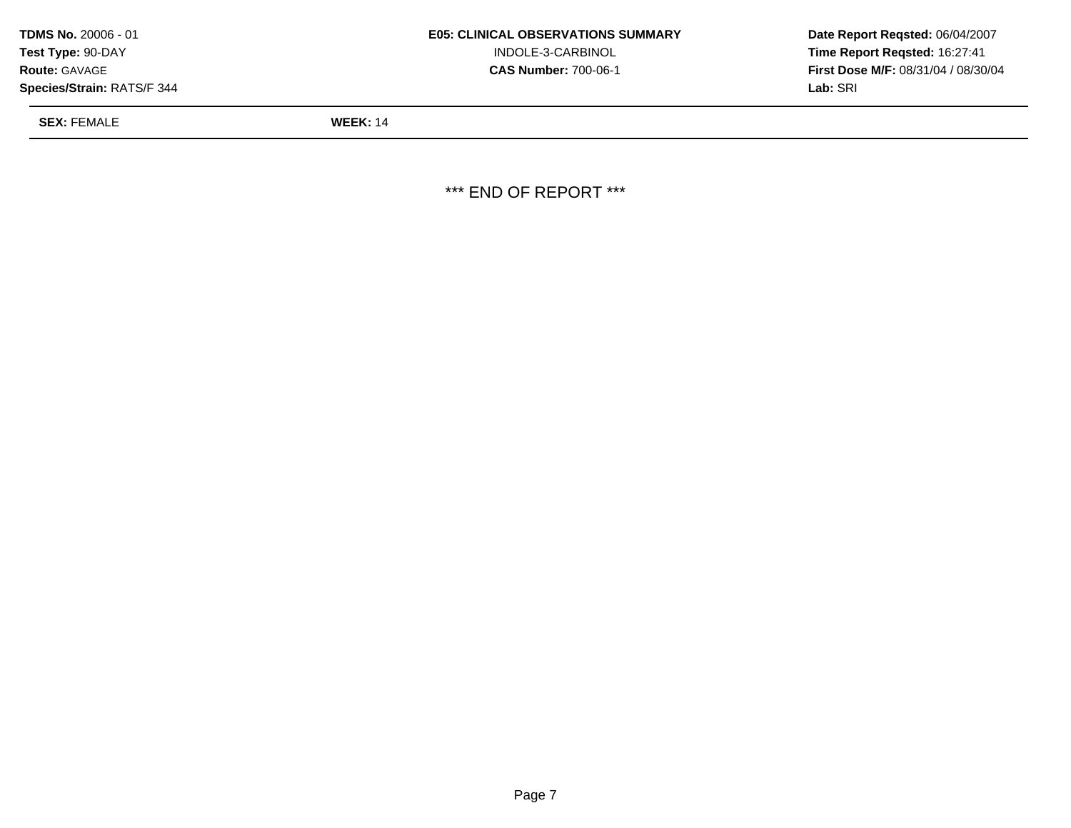**TDMS No.** 20006 - 01
**Test Type:** 90-DAY
**Route:** GAVAGE
**Species/Strain:** RATS/F 344

**E05: CLINICAL OBSERVATIONS SUMMARY**
INDOLE-3-CARBINOL
**CAS Number:** 700-06-1

**Date Report Reqsted:** 06/04/2007
**Time Report Reqsted:** 16:27:41
**First Dose M/F:** 08/31/04 / 08/30/04
**Lab:** SRI

**SEX:** FEMALE **WEEK:** 14

\*\*\* END OF REPORT \*\*\*